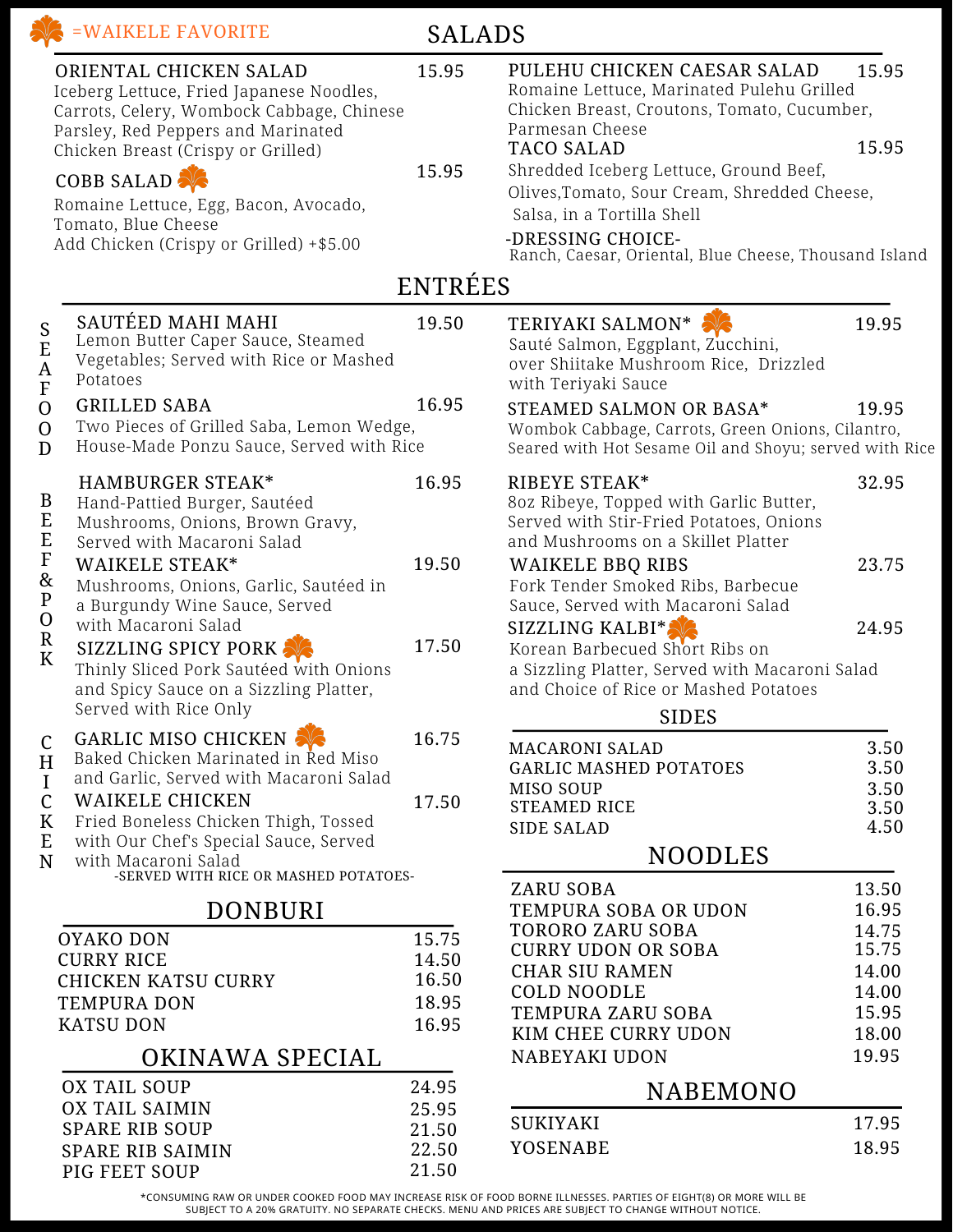🌸 =WAIKELE FAVORITE

# SALADS

**ORIENTAL CHICKEN SALAD** — 15.95
Iceberg Lettuce, Fried Japanese Noodles, Carrots, Celery, Wombock Cabbage, Chinese Parsley, Red Peppers and Marinated Chicken Breast (Crispy or Grilled)

**COBB SALAD** 🌸 — 15.95
Romaine Lettuce, Egg, Bacon, Avocado, Tomato, Blue Cheese
Add Chicken (Crispy or Grilled) +$5.00

**PULEHU CHICKEN CAESAR SALAD** — 15.95
Romaine Lettuce, Marinated Pulehu Grilled Chicken Breast, Croutons, Tomato, Cucumber, Parmesan Cheese

**TACO SALAD** — 15.95
Shredded Iceberg Lettuce, Ground Beef, Olives,Tomato, Sour Cream, Shredded Cheese, Salsa, in a Tortilla Shell

-DRESSING CHOICE-
Ranch, Caesar, Oriental, Blue Cheese, Thousand Island

# ENTRÉES

## SEAFOOD

**SAUTÉED MAHI MAHI** — 19.50
Lemon Butter Caper Sauce, Steamed Vegetables; Served with Rice or Mashed Potatoes

**GRILLED SABA** — 16.95
Two Pieces of Grilled Saba, Lemon Wedge, House-Made Ponzu Sauce, Served with Rice

**TERIYAKI SALMON*** 🌸 — 19.95
Sauté Salmon, Eggplant, Zucchini, over Shiitake Mushroom Rice, Drizzled with Teriyaki Sauce

**STEAMED SALMON OR BASA*** — 19.95
Wombok Cabbage, Carrots, Green Onions, Cilantro, Seared with Hot Sesame Oil and Shoyu; served with Rice

## BEEF & PORK

**HAMBURGER STEAK*** — 16.95
Hand-Pattied Burger, Sautéed Mushrooms, Onions, Brown Gravy, Served with Macaroni Salad

**WAIKELE STEAK*** — 19.50
Mushrooms, Onions, Garlic, Sautéed in a Burgundy Wine Sauce, Served with Macaroni Salad

**SIZZLING SPICY PORK** 🌸 — 17.50
Thinly Sliced Pork Sautéed with Onions and Spicy Sauce on a Sizzling Platter, Served with Rice Only

**RIBEYE STEAK*** — 32.95
8oz Ribeye, Topped with Garlic Butter, Served with Stir-Fried Potatoes, Onions and Mushrooms on a Skillet Platter

**WAIKELE BBQ RIBS** — 23.75
Fork Tender Smoked Ribs, Barbecue Sauce, Served with Macaroni Salad

**SIZZLING KALBI*** 🌸 — 24.95
Korean Barbecued Short Ribs on a Sizzling Platter, Served with Macaroni Salad and Choice of Rice or Mashed Potatoes

## CHICKEN

**GARLIC MISO CHICKEN** 🌸 — 16.75
Baked Chicken Marinated in Red Miso and Garlic, Served with Macaroni Salad

**WAIKELE CHICKEN** — 17.50
Fried Boneless Chicken Thigh, Tossed with Our Chef's Special Sauce, Served with Macaroni Salad

-SERVED WITH RICE OR MASHED POTATOES-

## SIDES

| Item | Price |
|---|---|
| MACARONI SALAD | 3.50 |
| GARLIC MASHED POTATOES | 3.50 |
| MISO SOUP | 3.50 |
| STEAMED RICE | 3.50 |
| SIDE SALAD | 4.50 |

## DONBURI

| Item | Price |
|---|---|
| OYAKO DON | 15.75 |
| CURRY RICE | 14.50 |
| CHICKEN KATSU CURRY | 16.50 |
| TEMPURA DON | 18.95 |
| KATSU DON | 16.95 |

## OKINAWA SPECIAL

| Item | Price |
|---|---|
| OX TAIL SOUP | 24.95 |
| OX TAIL SAIMIN | 25.95 |
| SPARE RIB SOUP | 21.50 |
| SPARE RIB SAIMIN | 22.50 |
| PIG FEET SOUP | 21.50 |

## NOODLES

| Item | Price |
|---|---|
| ZARU SOBA | 13.50 |
| TEMPURA SOBA OR UDON | 16.95 |
| TORORO ZARU SOBA | 14.75 |
| CURRY UDON OR SOBA | 15.75 |
| CHAR SIU RAMEN | 14.00 |
| COLD NOODLE 🌸 | 14.00 |
| TEMPURA ZARU SOBA | 15.95 |
| KIM CHEE CURRY UDON | 18.00 |
| NABEYAKI UDON | 19.95 |

## NABEMONO

| Item | Price |
|---|---|
| SUKIYAKI | 17.95 |
| YOSENABE | 18.95 |

*CONSUMING RAW OR UNDER COOKED FOOD MAY INCREASE RISK OF FOOD BORNE ILLNESSES. PARTIES OF EIGHT(8) OR MORE WILL BE SUBJECT TO A 20% GRATUITY. NO SEPARATE CHECKS. MENU AND PRICES ARE SUBJECT TO CHANGE WITHOUT NOTICE.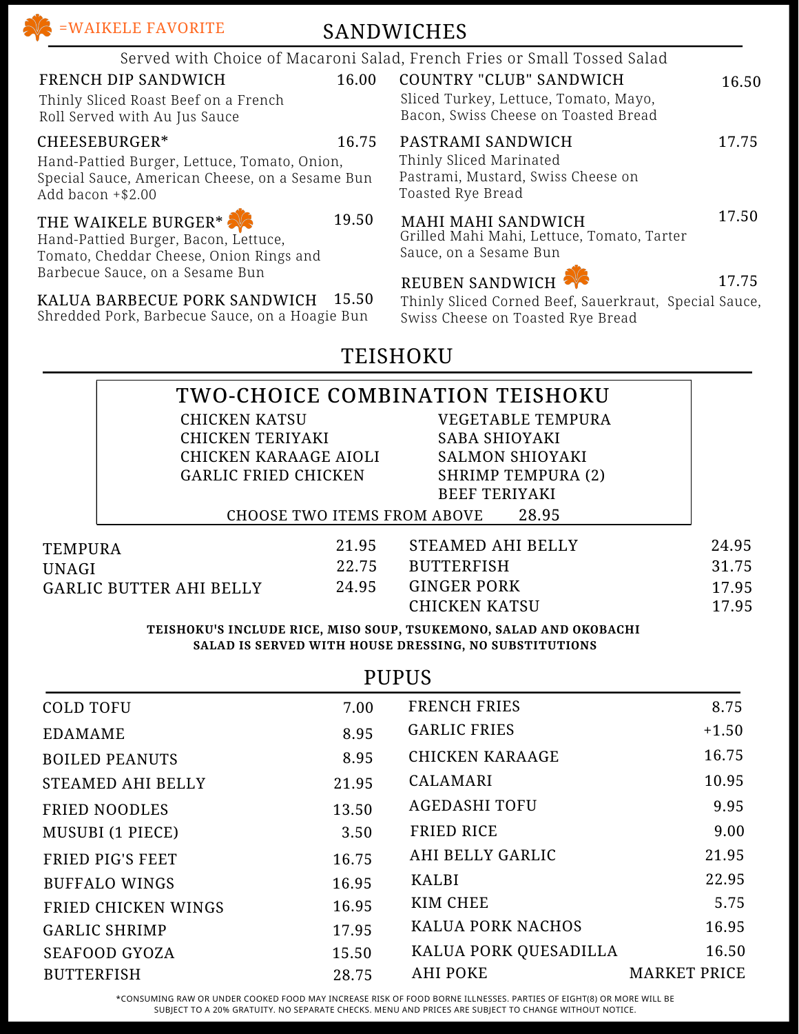🍁 =WAIKELE FAVORITE

# SANDWICHES

Served with Choice of Macaroni Salad, French Fries or Small Tossed Salad

**FRENCH DIP SANDWICH** 16.00
Thinly Sliced Roast Beef on a French Roll Served with Au Jus Sauce

**CHEESEBURGER*** 16.75
Hand-Pattied Burger, Lettuce, Tomato, Onion, Special Sauce, American Cheese, on a Sesame Bun
Add bacon +$2.00

**THE WAIKELE BURGER*** 🍁 19.50
Hand-Pattied Burger, Bacon, Lettuce, Tomato, Cheddar Cheese, Onion Rings and Barbecue Sauce, on a Sesame Bun

**KALUA BARBECUE PORK SANDWICH** 15.50
Shredded Pork, Barbecue Sauce, on a Hoagie Bun

**COUNTRY "CLUB" SANDWICH** 16.50
Sliced Turkey, Lettuce, Tomato, Mayo, Bacon, Swiss Cheese on Toasted Bread

**PASTRAMI SANDWICH** 17.75
Thinly Sliced Marinated Pastrami, Mustard, Swiss Cheese on Toasted Rye Bread

**MAHI MAHI SANDWICH** 17.50
Grilled Mahi Mahi, Lettuce, Tomato, Tarter Sauce, on a Sesame Bun

**REUBEN SANDWICH** 🍁 17.75
Thinly Sliced Corned Beef, Sauerkraut, Special Sauce, Swiss Cheese on Toasted Rye Bread

# TEISHOKU

## TWO-CHOICE COMBINATION TEISHOKU

- CHICKEN KATSU
- CHICKEN TERIYAKI
- CHICKEN KARAAGE AIOLI
- GARLIC FRIED CHICKEN
- VEGETABLE TEMPURA
- SABA SHIOYAKI
- SALMON SHIOYAKI
- SHRIMP TEMPURA (2)
- BEEF TERIYAKI

CHOOSE TWO ITEMS FROM ABOVE 28.95

| | |
|---|---|
| TEMPURA | 21.95 |
| UNAGI | 22.75 |
| GARLIC BUTTER AHI BELLY | 24.95 |
| STEAMED AHI BELLY | 24.95 |
| BUTTERFISH | 31.75 |
| GINGER PORK | 17.95 |
| CHICKEN KATSU | 17.95 |

**TEISHOKU'S INCLUDE RICE, MISO SOUP, TSUKEMONO, SALAD AND OKOBACHI**
**SALAD IS SERVED WITH HOUSE DRESSING, NO SUBSTITUTIONS**

# PUPUS

| | |
|---|---|
| COLD TOFU | 7.00 |
| EDAMAME | 8.95 |
| BOILED PEANUTS | 8.95 |
| STEAMED AHI BELLY | 21.95 |
| FRIED NOODLES | 13.50 |
| MUSUBI (1 PIECE) | 3.50 |
| FRIED PIG'S FEET | 16.75 |
| BUFFALO WINGS | 16.95 |
| FRIED CHICKEN WINGS | 16.95 |
| GARLIC SHRIMP | 17.95 |
| SEAFOOD GYOZA | 15.50 |
| BUTTERFISH | 28.75 |
| FRENCH FRIES | 8.75 |
| GARLIC FRIES | +1.50 |
| CHICKEN KARAAGE | 16.75 |
| CALAMARI | 10.95 |
| AGEDASHI TOFU | 9.95 |
| FRIED RICE | 9.00 |
| AHI BELLY GARLIC | 21.95 |
| KALBI | 22.95 |
| KIM CHEE | 5.75 |
| KALUA PORK NACHOS | 16.95 |
| KALUA PORK QUESADILLA | 16.50 |
| AHI POKE | MARKET PRICE |

*CONSUMING RAW OR UNDER COOKED FOOD MAY INCREASE RISK OF FOOD BORNE ILLNESSES. PARTIES OF EIGHT(8) OR MORE WILL BE SUBJECT TO A 20% GRATUITY. NO SEPARATE CHECKS. MENU AND PRICES ARE SUBJECT TO CHANGE WITHOUT NOTICE.